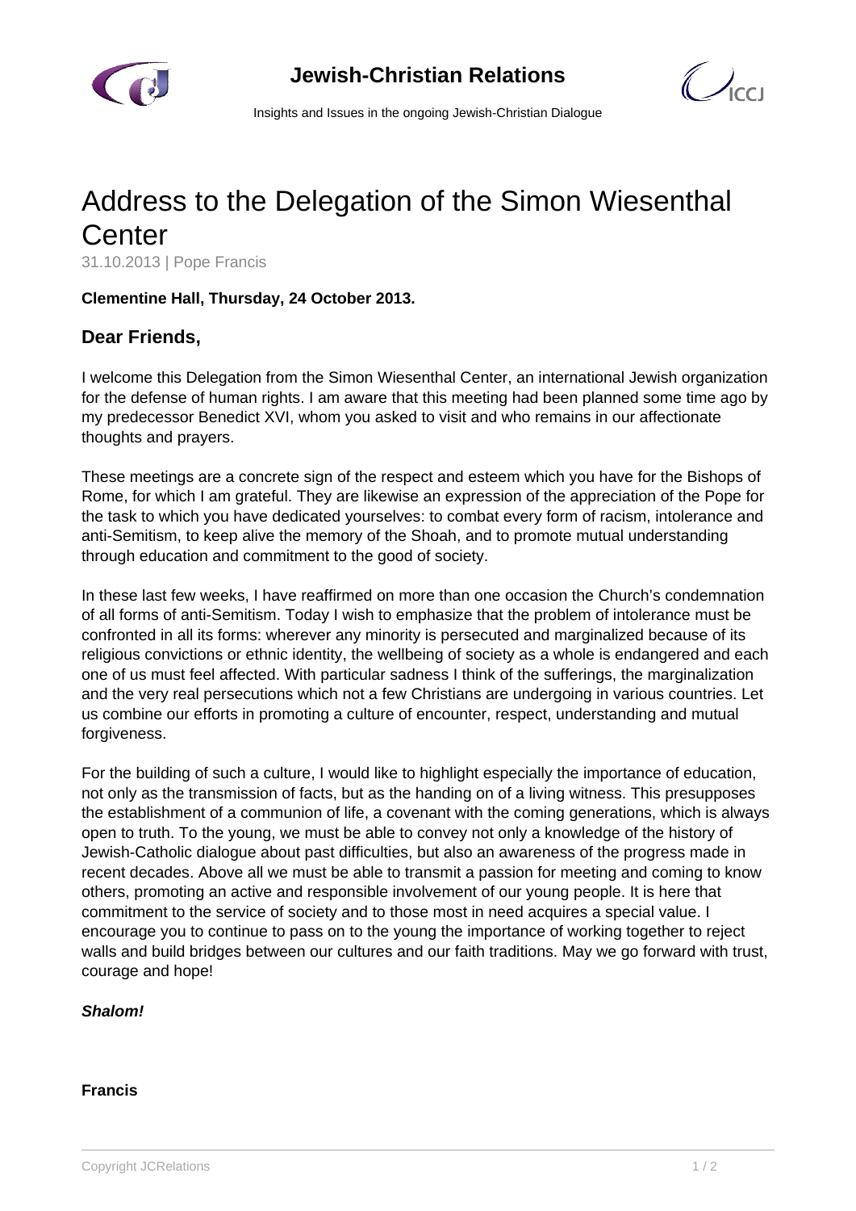# Address to the Delegation of the Simon Wiesenthal Center

31.10.2013 | Pope Francis

**Clementine Hall, Thursday, 24 October 2013.**

## Dear Friends,

I welcome this Delegation from the Simon Wiesenthal Center, an international Jewish organization for the defense of human rights. I am aware that this meeting had been planned some time ago by my predecessor Benedict XVI, whom you asked to visit and who remains in our affectionate thoughts and prayers.

These meetings are a concrete sign of the respect and esteem which you have for the Bishops of Rome, for which I am grateful. They are likewise an expression of the appreciation of the Pope for the task to which you have dedicated yourselves: to combat every form of racism, intolerance and anti-Semitism, to keep alive the memory of the Shoah, and to promote mutual understanding through education and commitment to the good of society.

In these last few weeks, I have reaffirmed on more than one occasion the Church's condemnation of all forms of anti-Semitism. Today I wish to emphasize that the problem of intolerance must be confronted in all its forms: wherever any minority is persecuted and marginalized because of its religious convictions or ethnic identity, the wellbeing of society as a whole is endangered and each one of us must feel affected. With particular sadness I think of the sufferings, the marginalization and the very real persecutions which not a few Christians are undergoing in various countries. Let us combine our efforts in promoting a culture of encounter, respect, understanding and mutual forgiveness.

For the building of such a culture, I would like to highlight especially the importance of education, not only as the transmission of facts, but as the handing on of a living witness. This presupposes the establishment of a communion of life, a covenant with the coming generations, which is always open to truth. To the young, we must be able to convey not only a knowledge of the history of Jewish-Catholic dialogue about past difficulties, but also an awareness of the progress made in recent decades. Above all we must be able to transmit a passion for meeting and coming to know others, promoting an active and responsible involvement of our young people. It is here that commitment to the service of society and to those most in need acquires a special value. I encourage you to continue to pass on to the young the importance of working together to reject walls and build bridges between our cultures and our faith traditions. May we go forward with trust, courage and hope!

***Shalom!***

**Francis**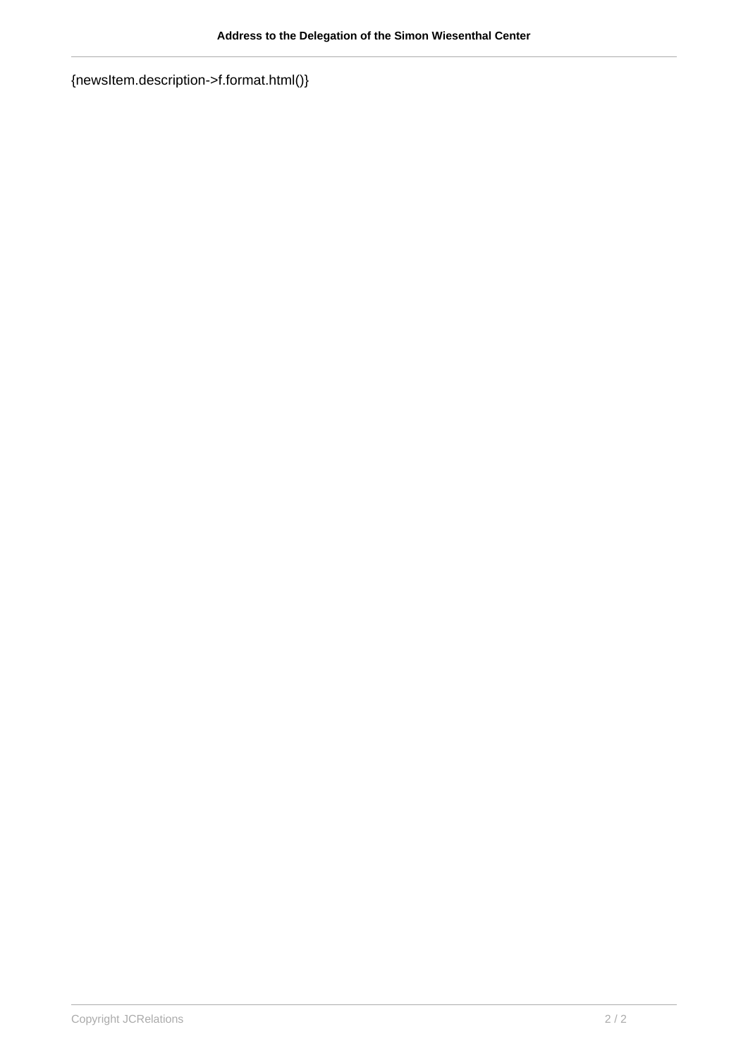{newsItem.description->f.format.html()}